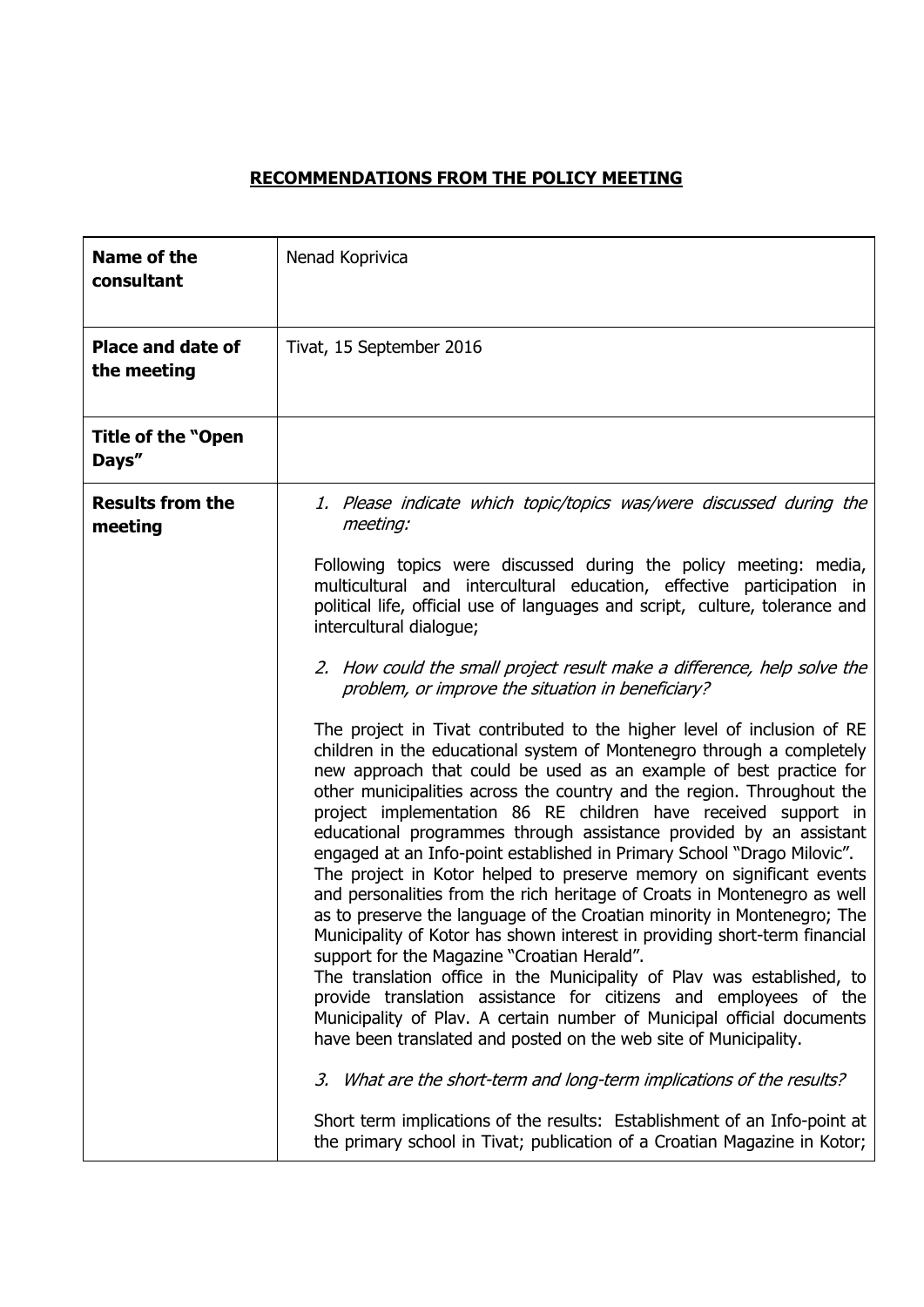# RECOMMENDATIONS FROM THE POLICY MEETING

| | |
|---|---|
| **Name of the consultant** | Nenad Koprivica |
| **Place and date of the meeting** | Tivat, 15 September 2016 |
| **Title of the "Open Days"** | |
| **Results from the meeting** | *1. Please indicate which topic/topics was/were discussed during the meeting:*<br><br>Following topics were discussed during the policy meeting: media, multicultural and intercultural education, effective participation in political life, official use of languages and script, culture, tolerance and intercultural dialogue;<br><br>*2. How could the small project result make a difference, help solve the problem, or improve the situation in beneficiary?*<br><br>The project in Tivat contributed to the higher level of inclusion of RE children in the educational system of Montenegro through a completely new approach that could be used as an example of best practice for other municipalities across the country and the region. Throughout the project implementation 86 RE children have received support in educational programmes through assistance provided by an assistant engaged at an Info-point established in Primary School "Drago Milovic".<br>The project in Kotor helped to preserve memory on significant events and personalities from the rich heritage of Croats in Montenegro as well as to preserve the language of the Croatian minority in Montenegro; The Municipality of Kotor has shown interest in providing short-term financial support for the Magazine "Croatian Herald".<br>The translation office in the Municipality of Plav was established, to provide translation assistance for citizens and employees of the Municipality of Plav. A certain number of Municipal official documents have been translated and posted on the web site of Municipality.<br><br>*3. What are the short-term and long-term implications of the results?*<br><br>Short term implications of the results: Establishment of an Info-point at the primary school in Tivat; publication of a Croatian Magazine in Kotor; |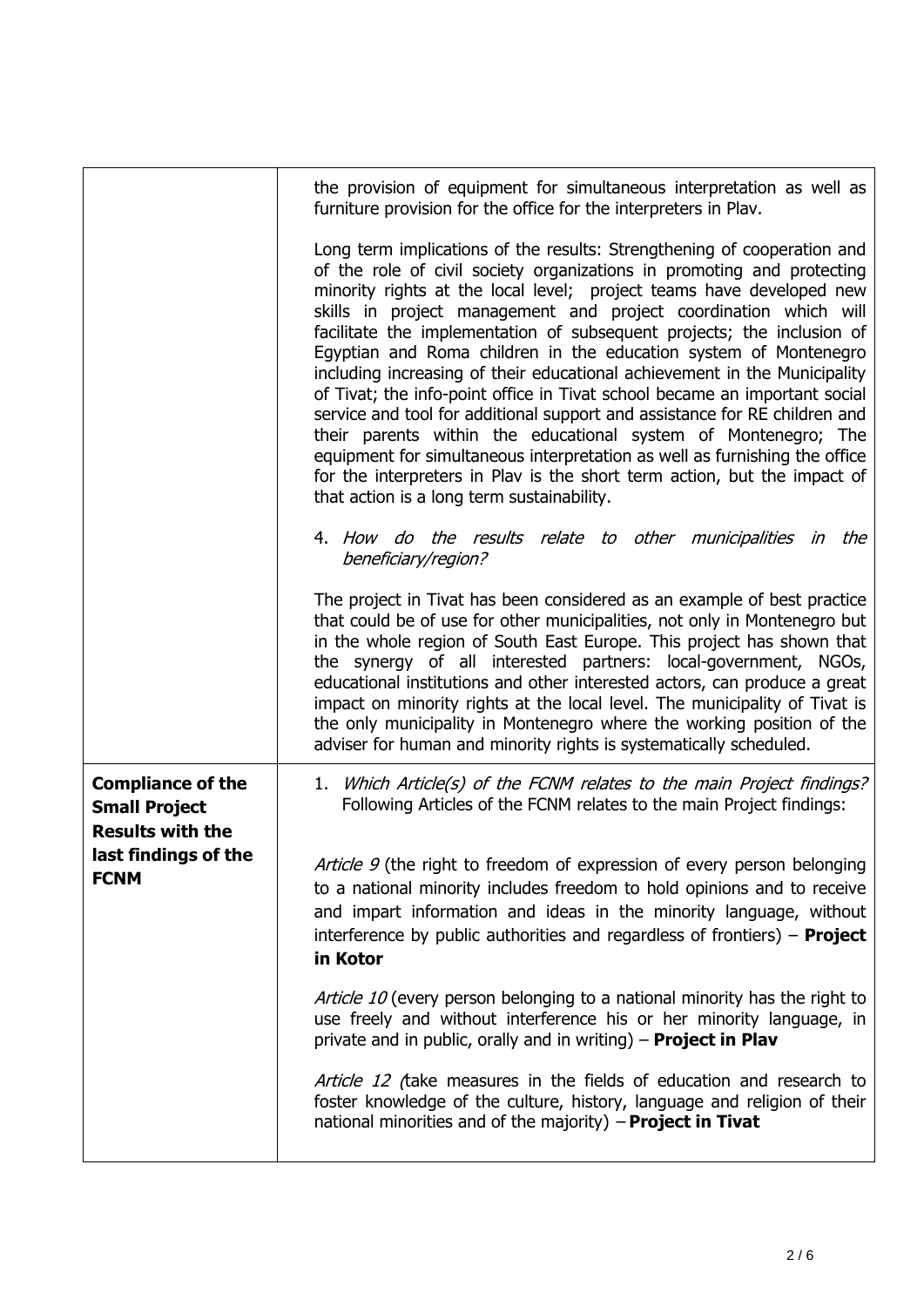| | |
|---|---|
| | the provision of equipment for simultaneous interpretation as well as furniture provision for the office for the interpreters in Plav.<br><br>Long term implications of the results: Strengthening of cooperation and of the role of civil society organizations in promoting and protecting minority rights at the local level; project teams have developed new skills in project management and project coordination which will facilitate the implementation of subsequent projects; the inclusion of Egyptian and Roma children in the education system of Montenegro including increasing of their educational achievement in the Municipality of Tivat; the info-point office in Tivat school became an important social service and tool for additional support and assistance for RE children and their parents within the educational system of Montenegro; The equipment for simultaneous interpretation as well as furnishing the office for the interpreters in Plav is the short term action, but the impact of that action is a long term sustainability.<br><br>4. *How do the results relate to other municipalities in the beneficiary/region?*<br><br>The project in Tivat has been considered as an example of best practice that could be of use for other municipalities, not only in Montenegro but in the whole region of South East Europe. This project has shown that the synergy of all interested partners: local-government, NGOs, educational institutions and other interested actors, can produce a great impact on minority rights at the local level. The municipality of Tivat is the only municipality in Montenegro where the working position of the adviser for human and minority rights is systematically scheduled. |
| **Compliance of the Small Project Results with the last findings of the FCNM** | 1. *Which Article(s) of the FCNM relates to the main Project findings?* Following Articles of the FCNM relates to the main Project findings:<br><br>*Article 9* (the right to freedom of expression of every person belonging to a national minority includes freedom to hold opinions and to receive and impart information and ideas in the minority language, without interference by public authorities and regardless of frontiers) – **Project in Kotor**<br><br>*Article 10* (every person belonging to a national minority has the right to use freely and without interference his or her minority language, in private and in public, orally and in writing) – **Project in Plav**<br><br>*Article 12* (take measures in the fields of education and research to foster knowledge of the culture, history, language and religion of their national minorities and of the majority) – **Project in Tivat** |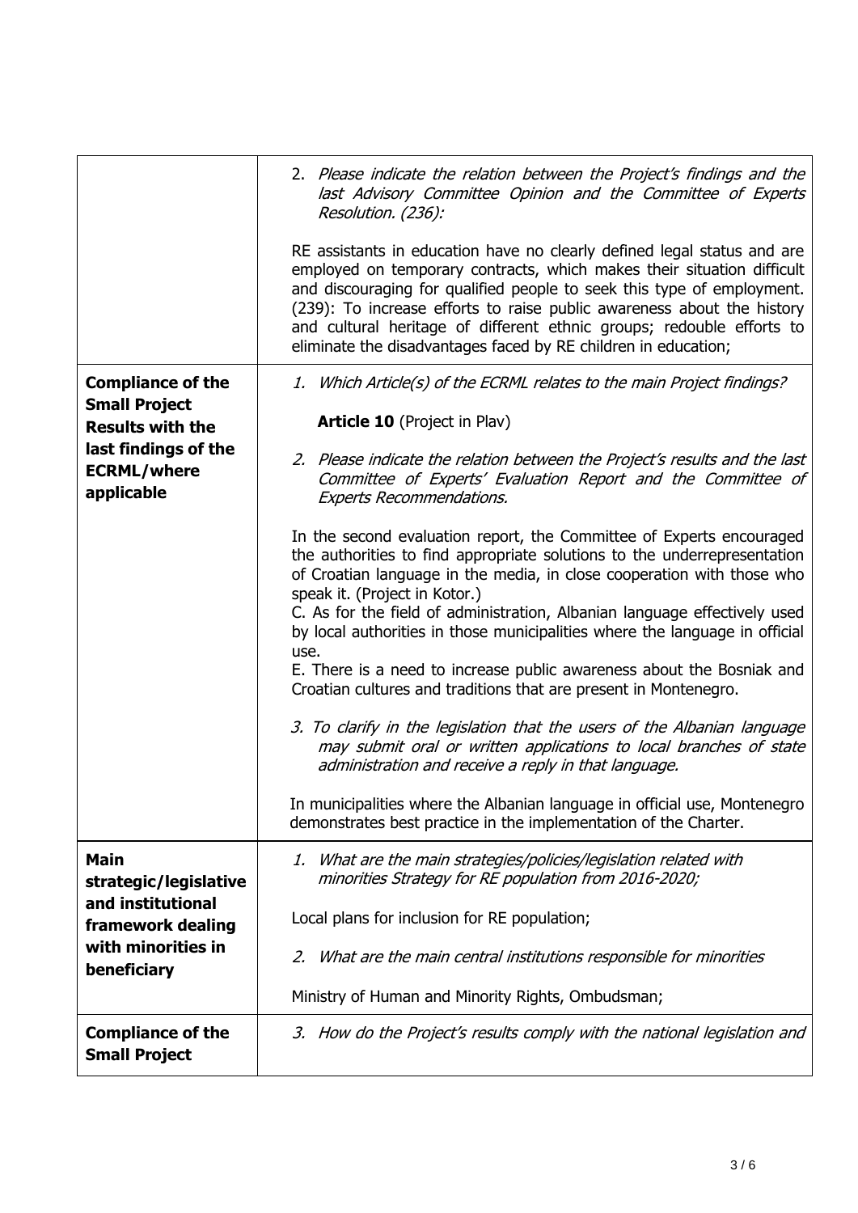| | |
|---|---|
| | 2. *Please indicate the relation between the Project's findings and the last Advisory Committee Opinion and the Committee of Experts Resolution. (236):*<br><br>RE assistants in education have no clearly defined legal status and are employed on temporary contracts, which makes their situation difficult and discouraging for qualified people to seek this type of employment. (239): To increase efforts to raise public awareness about the history and cultural heritage of different ethnic groups; redouble efforts to eliminate the disadvantages faced by RE children in education; |
| **Compliance of the Small Project Results with the last findings of the ECRML/where applicable** | 1. *Which Article(s) of the ECRML relates to the main Project findings?*<br><br>**Article 10** (Project in Plav)<br><br>2. *Please indicate the relation between the Project's results and the last Committee of Experts' Evaluation Report and the Committee of Experts Recommendations.*<br><br>In the second evaluation report, the Committee of Experts encouraged the authorities to find appropriate solutions to the underrepresentation of Croatian language in the media, in close cooperation with those who speak it. (Project in Kotor.)<br>C. As for the field of administration, Albanian language effectively used by local authorities in those municipalities where the language in official use.<br>E. There is a need to increase public awareness about the Bosniak and Croatian cultures and traditions that are present in Montenegro.<br><br>3. *To clarify in the legislation that the users of the Albanian language may submit oral or written applications to local branches of state administration and receive a reply in that language.*<br><br>In municipalities where the Albanian language in official use, Montenegro demonstrates best practice in the implementation of the Charter. |
| **Main strategic/legislative and institutional framework dealing with minorities in beneficiary** | 1. *What are the main strategies/policies/legislation related with minorities Strategy for RE population from 2016-2020;*<br><br>Local plans for inclusion for RE population;<br><br>2. *What are the main central institutions responsible for minorities*<br><br>Ministry of Human and Minority Rights, Ombudsman; |
| **Compliance of the Small Project** | 3. *How do the Project's results comply with the national legislation and* |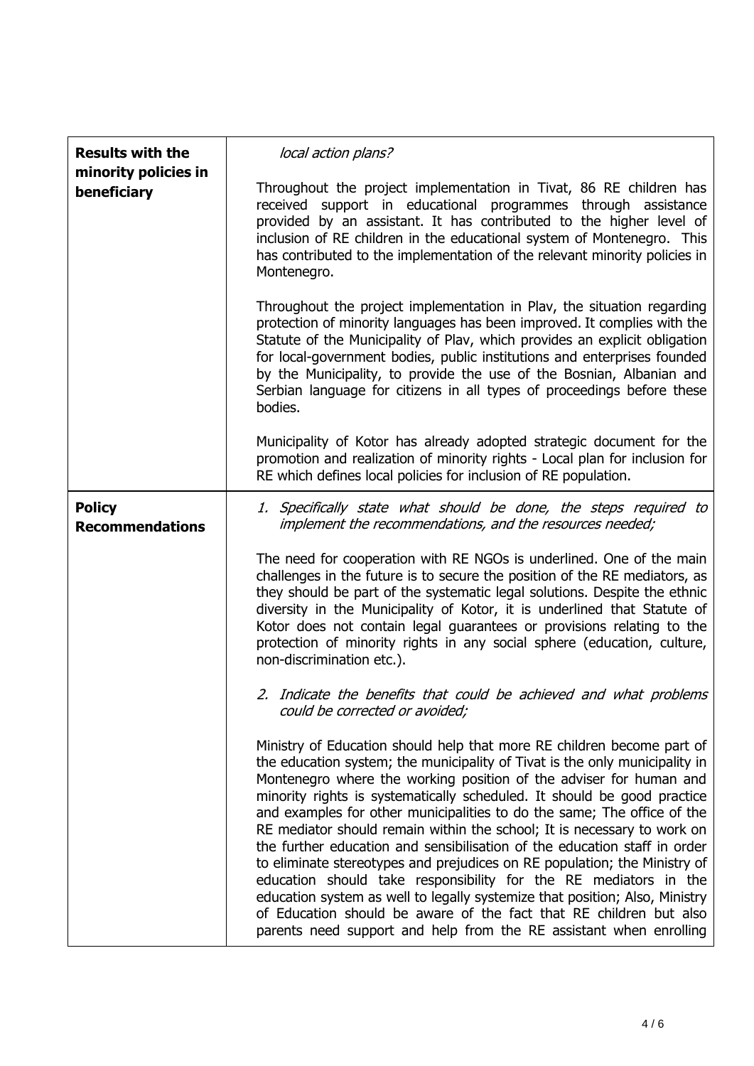| **Results with the minority policies in beneficiary** | *local action plans?*<br><br>Throughout the project implementation in Tivat, 86 RE children has received support in educational programmes through assistance provided by an assistant. It has contributed to the higher level of inclusion of RE children in the educational system of Montenegro. This has contributed to the implementation of the relevant minority policies in Montenegro.<br><br>Throughout the project implementation in Plav, the situation regarding protection of minority languages has been improved. It complies with the Statute of the Municipality of Plav, which provides an explicit obligation for local-government bodies, public institutions and enterprises founded by the Municipality, to provide the use of the Bosnian, Albanian and Serbian language for citizens in all types of proceedings before these bodies.<br><br>Municipality of Kotor has already adopted strategic document for the promotion and realization of minority rights - Local plan for inclusion for RE which defines local policies for inclusion of RE population. |
|---|---|
| **Policy Recommendations** | *1. Specifically state what should be done, the steps required to implement the recommendations, and the resources needed;*<br><br>The need for cooperation with RE NGOs is underlined. One of the main challenges in the future is to secure the position of the RE mediators, as they should be part of the systematic legal solutions. Despite the ethnic diversity in the Municipality of Kotor, it is underlined that Statute of Kotor does not contain legal guarantees or provisions relating to the protection of minority rights in any social sphere (education, culture, non-discrimination etc.).<br><br>*2. Indicate the benefits that could be achieved and what problems could be corrected or avoided;*<br><br>Ministry of Education should help that more RE children become part of the education system; the municipality of Tivat is the only municipality in Montenegro where the working position of the adviser for human and minority rights is systematically scheduled. It should be good practice and examples for other municipalities to do the same; The office of the RE mediator should remain within the school; It is necessary to work on the further education and sensibilisation of the education staff in order to eliminate stereotypes and prejudices on RE population; the Ministry of education should take responsibility for the RE mediators in the education system as well to legally systemize that position; Also, Ministry of Education should be aware of the fact that RE children but also parents need support and help from the RE assistant when enrolling |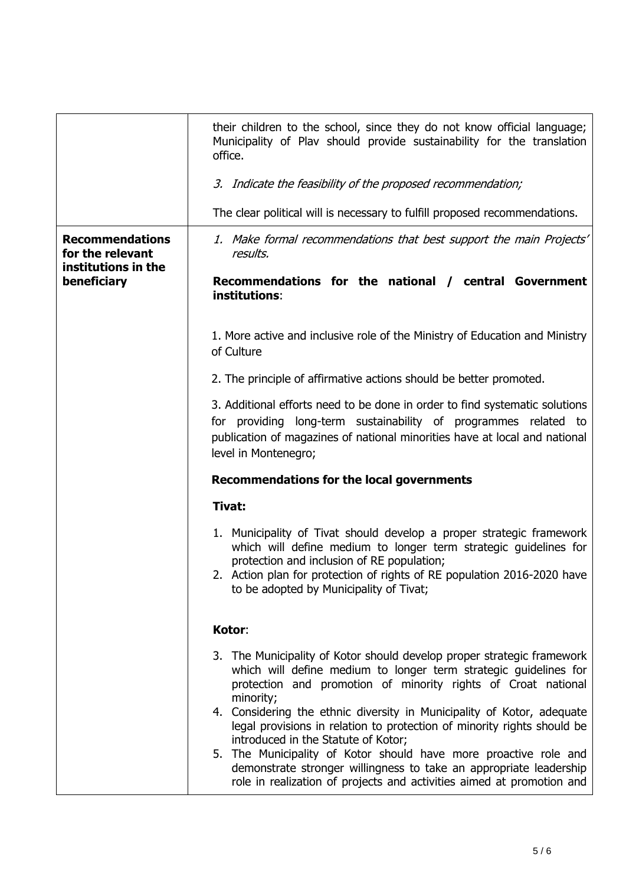| | |
|---|---|
| | their children to the school, since they do not know official language; Municipality of Plav should provide sustainability for the translation office.<br><br>*3. Indicate the feasibility of the proposed recommendation;*<br><br>The clear political will is necessary to fulfill proposed recommendations. |
| **Recommendations for the relevant institutions in the beneficiary** | *1. Make formal recommendations that best support the main Projects' results.*<br><br>**Recommendations for the national / central Government institutions**:<br><br>1. More active and inclusive role of the Ministry of Education and Ministry of Culture<br><br>2. The principle of affirmative actions should be better promoted.<br><br>3. Additional efforts need to be done in order to find systematic solutions for providing long-term sustainability of programmes related to publication of magazines of national minorities have at local and national level in Montenegro;<br><br>**Recommendations for the local governments**<br><br>**Tivat:**<br><br>1. Municipality of Tivat should develop a proper strategic framework which will define medium to longer term strategic guidelines for protection and inclusion of RE population;<br>2. Action plan for protection of rights of RE population 2016-2020 have to be adopted by Municipality of Tivat;<br><br>**Kotor**:<br><br>3. The Municipality of Kotor should develop proper strategic framework which will define medium to longer term strategic guidelines for protection and promotion of minority rights of Croat national minority;<br>4. Considering the ethnic diversity in Municipality of Kotor, adequate legal provisions in relation to protection of minority rights should be introduced in the Statute of Kotor;<br>5. The Municipality of Kotor should have more proactive role and demonstrate stronger willingness to take an appropriate leadership role in realization of projects and activities aimed at promotion and |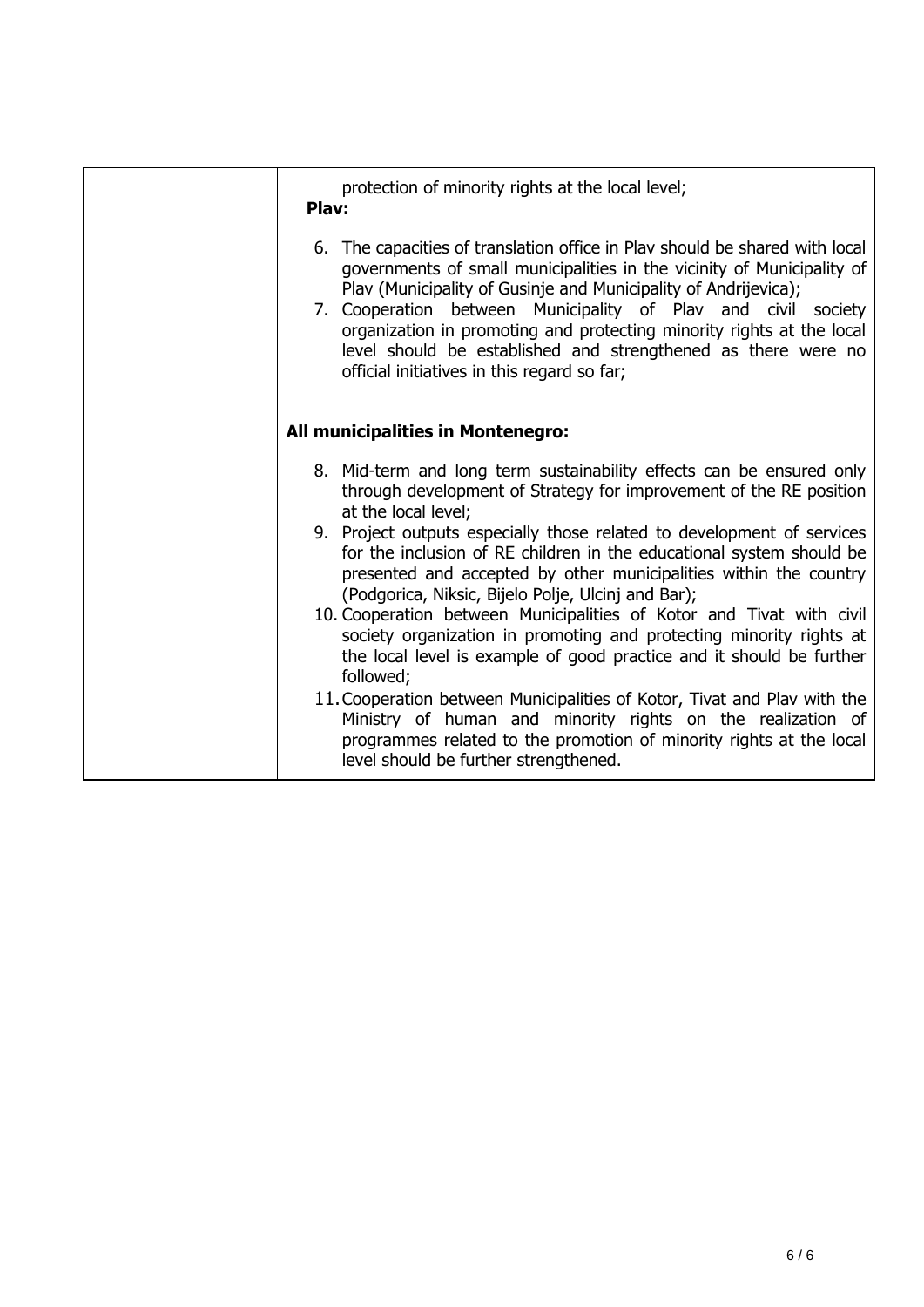| | |
|---|---|
| | protection of minority rights at the local level;<br>**Plav:**<br>6. The capacities of translation office in Plav should be shared with local governments of small municipalities in the vicinity of Municipality of Plav (Municipality of Gusinje and Municipality of Andrijevica);<br>7. Cooperation between Municipality of Plav and civil society organization in promoting and protecting minority rights at the local level should be established and strengthened as there were no official initiatives in this regard so far;<br><br>**All municipalities in Montenegro:**<br>8. Mid-term and long term sustainability effects can be ensured only through development of Strategy for improvement of the RE position at the local level;<br>9. Project outputs especially those related to development of services for the inclusion of RE children in the educational system should be presented and accepted by other municipalities within the country (Podgorica, Niksic, Bijelo Polje, Ulcinj and Bar);<br>10. Cooperation between Municipalities of Kotor and Tivat with civil society organization in promoting and protecting minority rights at the local level is example of good practice and it should be further followed;<br>11. Cooperation between Municipalities of Kotor, Tivat and Plav with the Ministry of human and minority rights on the realization of programmes related to the promotion of minority rights at the local level should be further strengthened. |